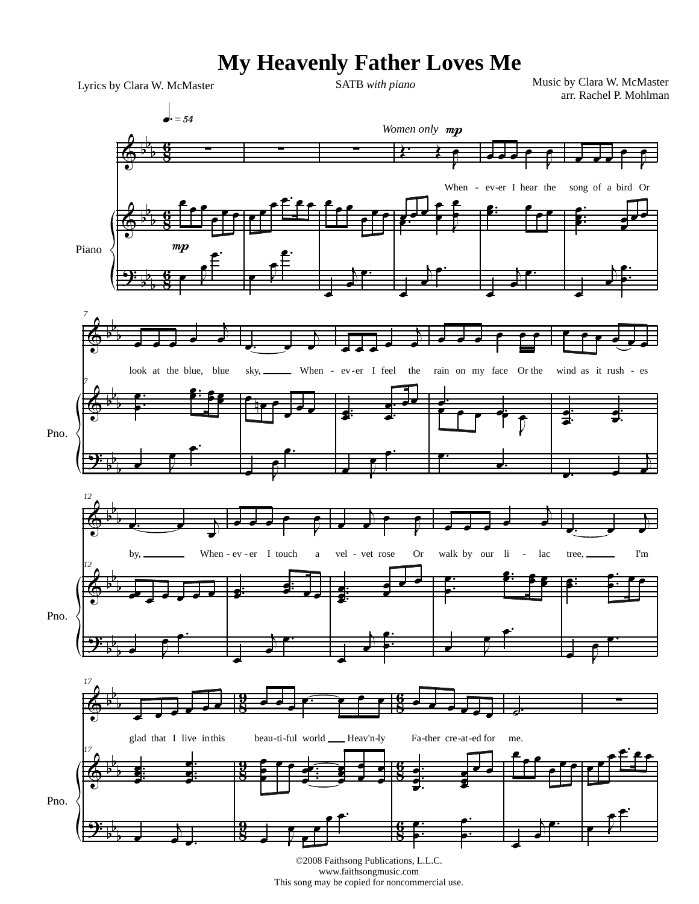# My Heavenly Father Loves Me

Lyrics by Clara W. McMaster

SATB *with piano*

Music by Clara W. McMaster
arr. Rachel P. Mohlman

©2008 Faithsong Publications, L.L.C.
www.faithsongmusic.com
This song may be copied for noncommercial use.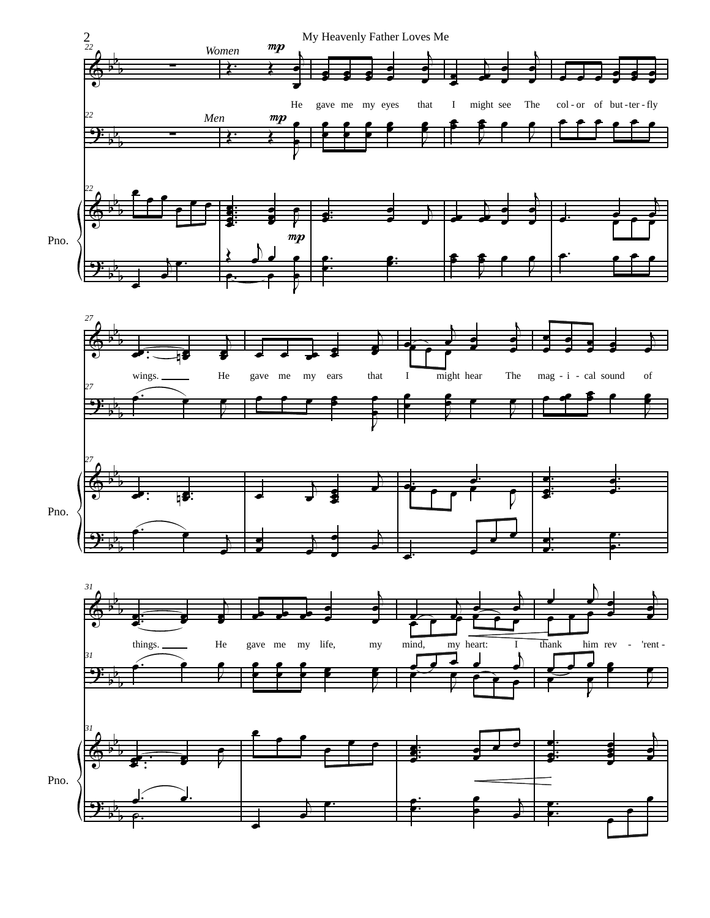Women *mp*

He gave me my eyes that I might see The col - or of but - ter - fly wings. He gave me my ears that I might hear The mag - i - cal sound of things. He gave me my life, my mind, my heart: I thank him rev - 'rent -

Men *mp*

Pno.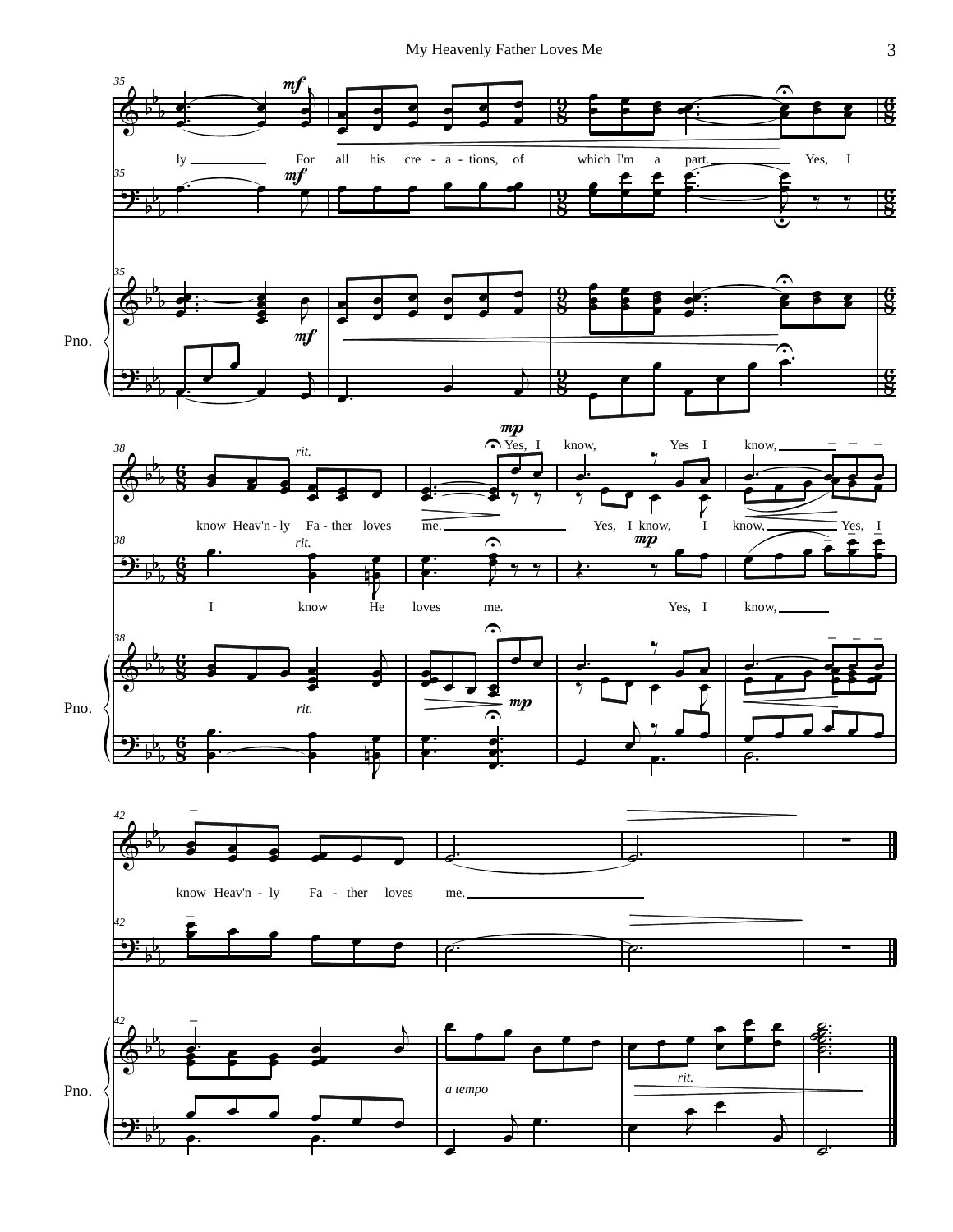ly ___ For all his cre - a - tions, of which I'm a part. ___ Yes, I

know Heav'n - ly Fa - ther loves me. ___ Yes, I know, Yes I know, ___

Yes, I know, I know, ___ Yes, I

I know He loves me. Yes, I know, ___

know Heav'n - ly Fa - ther loves me. ___